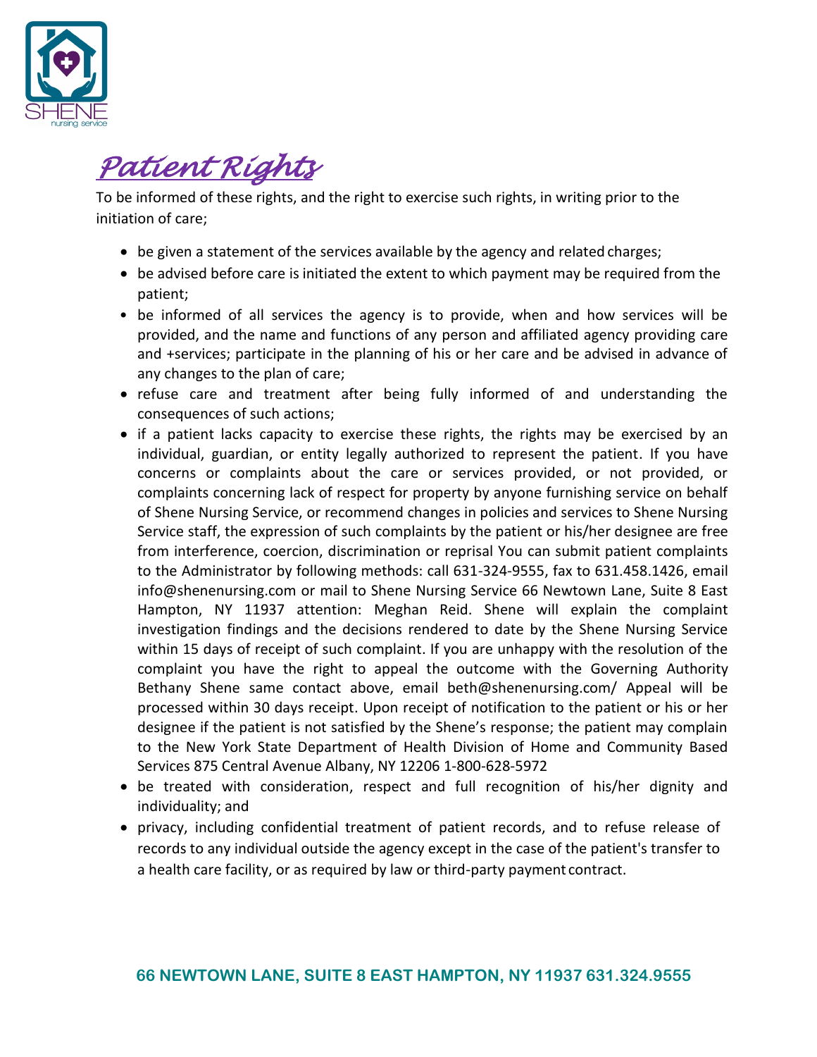# Patient Rights

To be informed of these rights, and the right to exercise such rights, in writing prior to the initiation of care;

- be given a statement of the services available by the agency and related charges;
- be advised before care is initiated the extent to which payment may be required from the patient;
- be informed of all services the agency is to provide, when and how services will be provided, and the name and functions of any person and affiliated agency providing care and +services; participate in the planning of his or her care and be advised in advance of any changes to the plan of care;
- refuse care and treatment after being fully informed of and understanding the consequences of such actions;
- if a patient lacks capacity to exercise these rights, the rights may be exercised by an individual, guardian, or entity legally authorized to represent the patient. If you have concerns or complaints about the care or services provided, or not provided, or complaints concerning lack of respect for property by anyone furnishing service on behalf of Shene Nursing Service, or recommend changes in policies and services to Shene Nursing Service staff, the expression of such complaints by the patient or his/her designee are free from interference, coercion, discrimination or reprisal You can submit patient complaints to the Administrator by following methods: call 631-324-9555, fax to 631.458.1426, email info@shenenursing.com or mail to Shene Nursing Service 66 Newtown Lane, Suite 8 East Hampton, NY 11937 attention: Meghan Reid. Shene will explain the complaint investigation findings and the decisions rendered to date by the Shene Nursing Service within 15 days of receipt of such complaint. If you are unhappy with the resolution of the complaint you have the right to appeal the outcome with the Governing Authority Bethany Shene same contact above, email beth@shenenursing.com/ Appeal will be processed within 30 days receipt. Upon receipt of notification to the patient or his or her designee if the patient is not satisfied by the Shene's response; the patient may complain to the New York State Department of Health Division of Home and Community Based Services 875 Central Avenue Albany, NY 12206 1-800-628-5972
- be treated with consideration, respect and full recognition of his/her dignity and individuality; and
- privacy, including confidential treatment of patient records, and to refuse release of records to any individual outside the agency except in the case of the patient's transfer to a health care facility, or as required by law or third-party payment contract.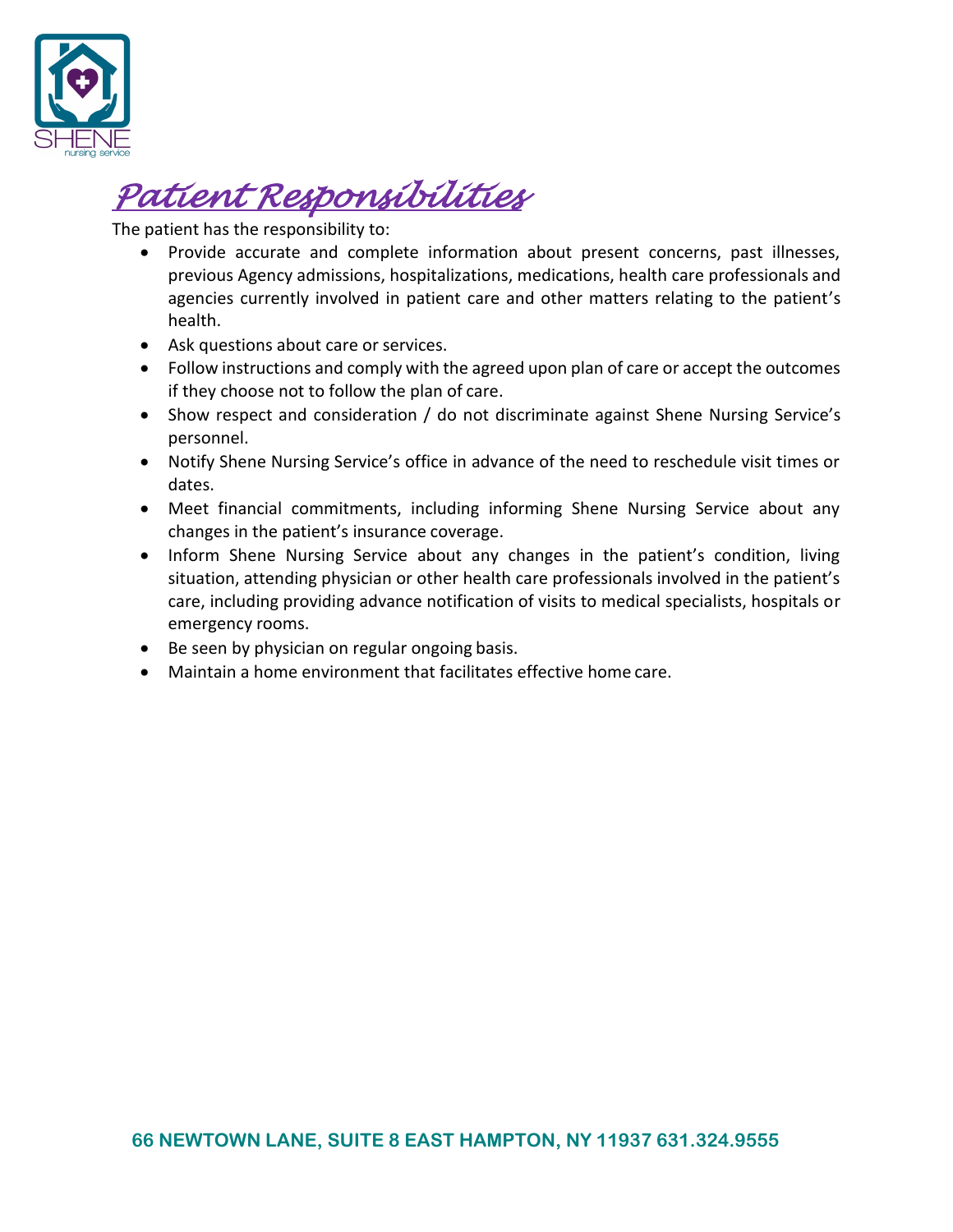# Patient Responsibilities

The patient has the responsibility to:

- Provide accurate and complete information about present concerns, past illnesses, previous Agency admissions, hospitalizations, medications, health care professionals and agencies currently involved in patient care and other matters relating to the patient's health.
- Ask questions about care or services.
- Follow instructions and comply with the agreed upon plan of care or accept the outcomes if they choose not to follow the plan of care.
- Show respect and consideration / do not discriminate against Shene Nursing Service's personnel.
- Notify Shene Nursing Service's office in advance of the need to reschedule visit times or dates.
- Meet financial commitments, including informing Shene Nursing Service about any changes in the patient's insurance coverage.
- Inform Shene Nursing Service about any changes in the patient's condition, living situation, attending physician or other health care professionals involved in the patient's care, including providing advance notification of visits to medical specialists, hospitals or emergency rooms.
- Be seen by physician on regular ongoing basis.
- Maintain a home environment that facilitates effective home care.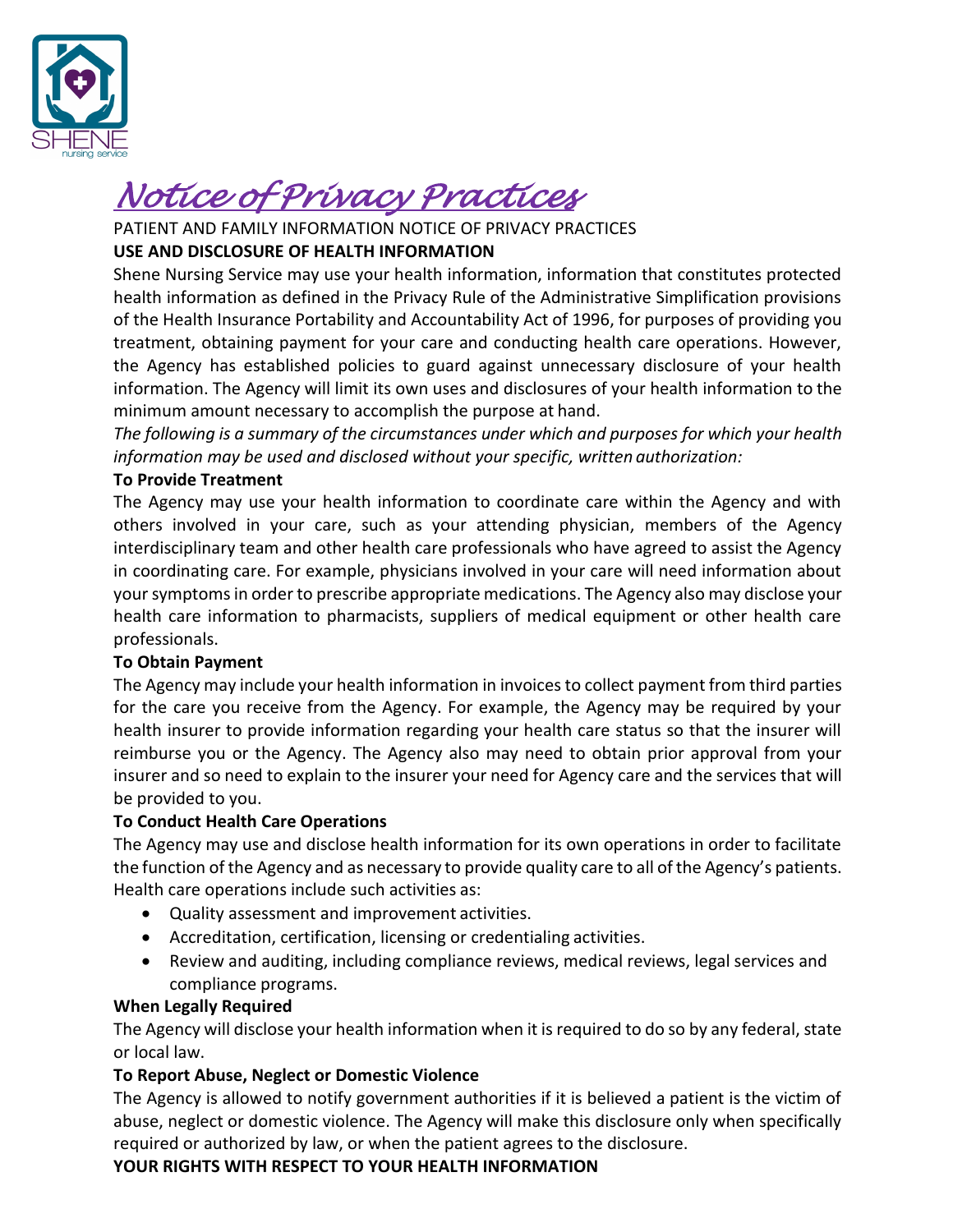# *Notice of Privacy Practices*

PATIENT AND FAMILY INFORMATION NOTICE OF PRIVACY PRACTICES

**USE AND DISCLOSURE OF HEALTH INFORMATION**

Shene Nursing Service may use your health information, information that constitutes protected health information as defined in the Privacy Rule of the Administrative Simplification provisions of the Health Insurance Portability and Accountability Act of 1996, for purposes of providing you treatment, obtaining payment for your care and conducting health care operations. However, the Agency has established policies to guard against unnecessary disclosure of your health information. The Agency will limit its own uses and disclosures of your health information to the minimum amount necessary to accomplish the purpose at hand.

*The following is a summary of the circumstances under which and purposes for which your health information may be used and disclosed without your specific, written authorization:*

**To Provide Treatment**

The Agency may use your health information to coordinate care within the Agency and with others involved in your care, such as your attending physician, members of the Agency interdisciplinary team and other health care professionals who have agreed to assist the Agency in coordinating care. For example, physicians involved in your care will need information about your symptoms in order to prescribe appropriate medications. The Agency also may disclose your health care information to pharmacists, suppliers of medical equipment or other health care professionals.

**To Obtain Payment**

The Agency may include your health information in invoices to collect payment from third parties for the care you receive from the Agency. For example, the Agency may be required by your health insurer to provide information regarding your health care status so that the insurer will reimburse you or the Agency. The Agency also may need to obtain prior approval from your insurer and so need to explain to the insurer your need for Agency care and the services that will be provided to you.

**To Conduct Health Care Operations**

The Agency may use and disclose health information for its own operations in order to facilitate the function of the Agency and as necessary to provide quality care to all of the Agency's patients. Health care operations include such activities as:

- Quality assessment and improvement activities.
- Accreditation, certification, licensing or credentialing activities.
- Review and auditing, including compliance reviews, medical reviews, legal services and compliance programs.

**When Legally Required**

The Agency will disclose your health information when it is required to do so by any federal, state or local law.

**To Report Abuse, Neglect or Domestic Violence**

The Agency is allowed to notify government authorities if it is believed a patient is the victim of abuse, neglect or domestic violence. The Agency will make this disclosure only when specifically required or authorized by law, or when the patient agrees to the disclosure.

**YOUR RIGHTS WITH RESPECT TO YOUR HEALTH INFORMATION**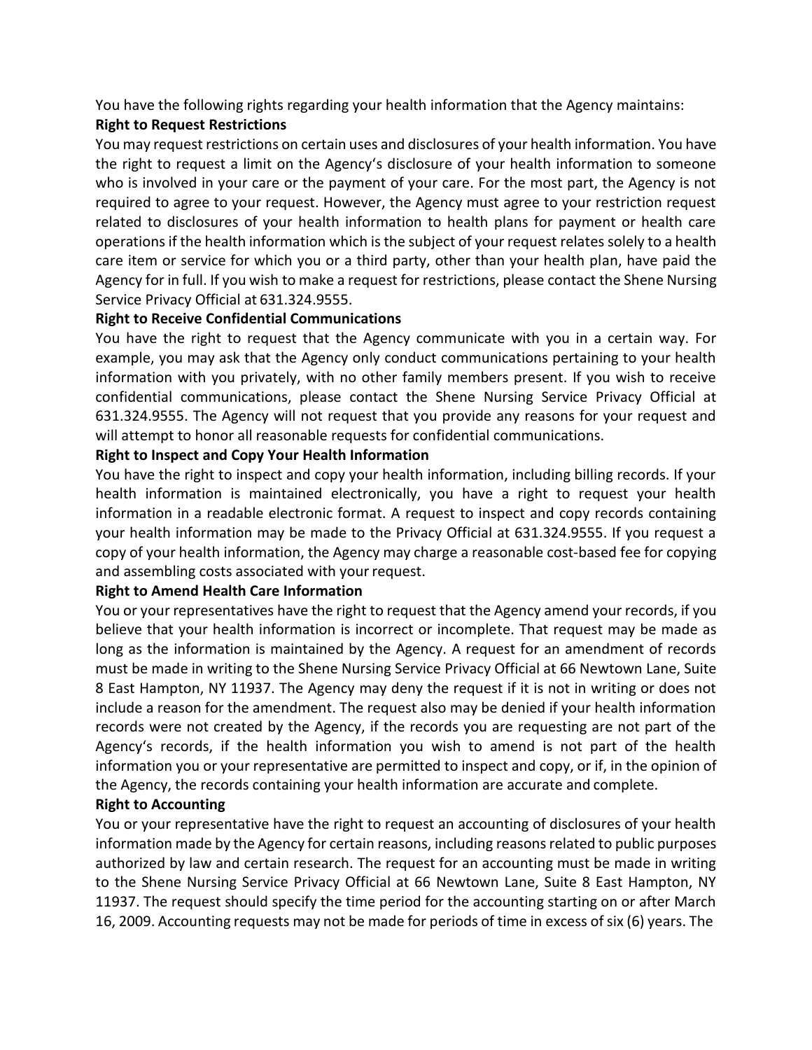You have the following rights regarding your health information that the Agency maintains:

**Right to Request Restrictions**

You may request restrictions on certain uses and disclosures of your health information. You have the right to request a limit on the Agency's disclosure of your health information to someone who is involved in your care or the payment of your care. For the most part, the Agency is not required to agree to your request. However, the Agency must agree to your restriction request related to disclosures of your health information to health plans for payment or health care operations if the health information which is the subject of your request relates solely to a health care item or service for which you or a third party, other than your health plan, have paid the Agency for in full. If you wish to make a request for restrictions, please contact the Shene Nursing Service Privacy Official at 631.324.9555.

**Right to Receive Confidential Communications**

You have the right to request that the Agency communicate with you in a certain way. For example, you may ask that the Agency only conduct communications pertaining to your health information with you privately, with no other family members present. If you wish to receive confidential communications, please contact the Shene Nursing Service Privacy Official at 631.324.9555. The Agency will not request that you provide any reasons for your request and will attempt to honor all reasonable requests for confidential communications.

**Right to Inspect and Copy Your Health Information**

You have the right to inspect and copy your health information, including billing records. If your health information is maintained electronically, you have a right to request your health information in a readable electronic format. A request to inspect and copy records containing your health information may be made to the Privacy Official at 631.324.9555. If you request a copy of your health information, the Agency may charge a reasonable cost-based fee for copying and assembling costs associated with your request.

**Right to Amend Health Care Information**

You or your representatives have the right to request that the Agency amend your records, if you believe that your health information is incorrect or incomplete. That request may be made as long as the information is maintained by the Agency. A request for an amendment of records must be made in writing to the Shene Nursing Service Privacy Official at 66 Newtown Lane, Suite 8 East Hampton, NY 11937. The Agency may deny the request if it is not in writing or does not include a reason for the amendment. The request also may be denied if your health information records were not created by the Agency, if the records you are requesting are not part of the Agency's records, if the health information you wish to amend is not part of the health information you or your representative are permitted to inspect and copy, or if, in the opinion of the Agency, the records containing your health information are accurate and complete.

**Right to Accounting**

You or your representative have the right to request an accounting of disclosures of your health information made by the Agency for certain reasons, including reasons related to public purposes authorized by law and certain research. The request for an accounting must be made in writing to the Shene Nursing Service Privacy Official at 66 Newtown Lane, Suite 8 East Hampton, NY 11937. The request should specify the time period for the accounting starting on or after March 16, 2009. Accounting requests may not be made for periods of time in excess of six (6) years. The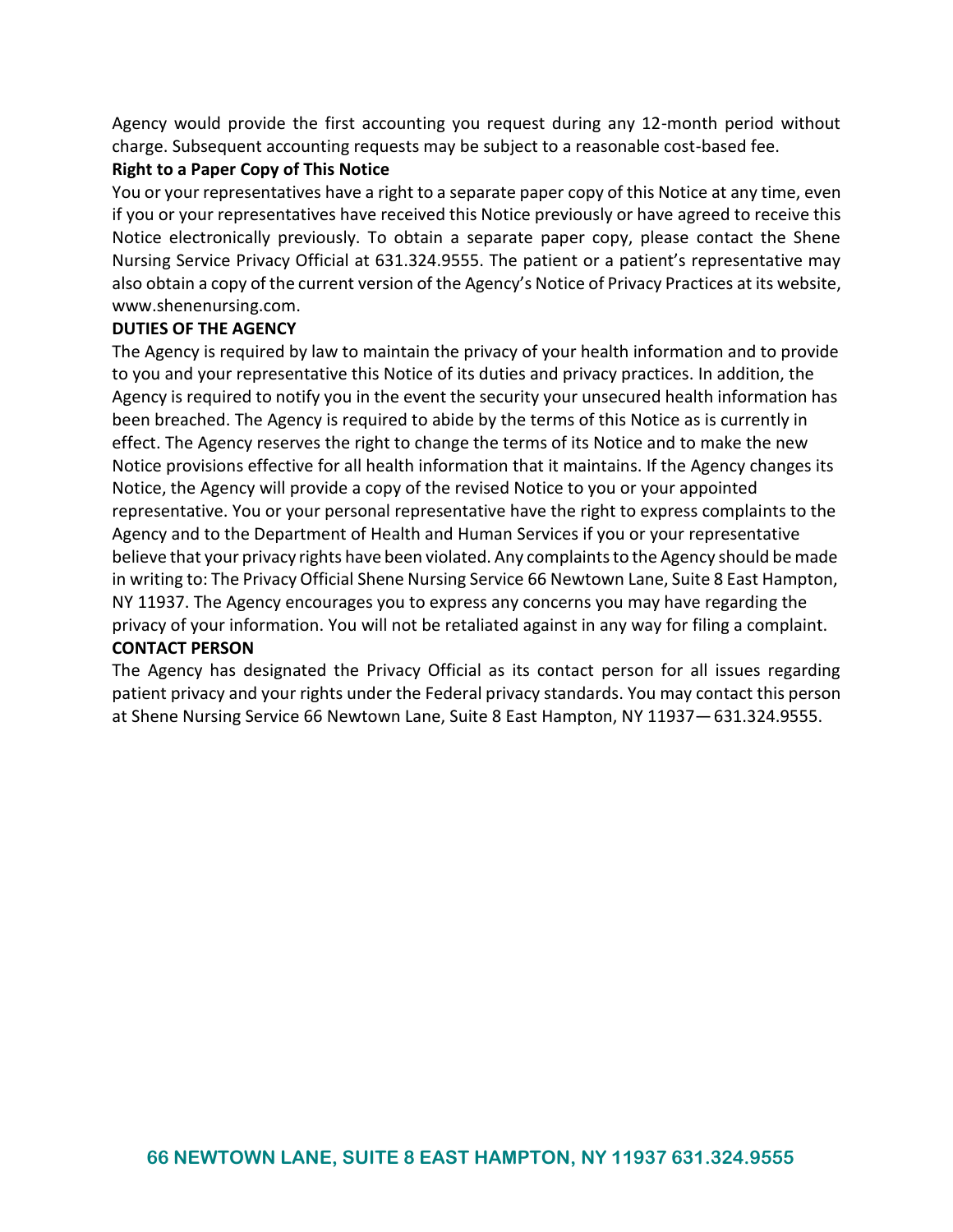Agency would provide the first accounting you request during any 12-month period without charge. Subsequent accounting requests may be subject to a reasonable cost-based fee.

**Right to a Paper Copy of This Notice**

You or your representatives have a right to a separate paper copy of this Notice at any time, even if you or your representatives have received this Notice previously or have agreed to receive this Notice electronically previously. To obtain a separate paper copy, please contact the Shene Nursing Service Privacy Official at 631.324.9555. The patient or a patient's representative may also obtain a copy of the current version of the Agency's Notice of Privacy Practices at its website, www.shenenursing.com.

**DUTIES OF THE AGENCY**

The Agency is required by law to maintain the privacy of your health information and to provide to you and your representative this Notice of its duties and privacy practices. In addition, the Agency is required to notify you in the event the security your unsecured health information has been breached. The Agency is required to abide by the terms of this Notice as is currently in effect. The Agency reserves the right to change the terms of its Notice and to make the new Notice provisions effective for all health information that it maintains. If the Agency changes its Notice, the Agency will provide a copy of the revised Notice to you or your appointed representative. You or your personal representative have the right to express complaints to the Agency and to the Department of Health and Human Services if you or your representative believe that your privacy rights have been violated. Any complaints to the Agency should be made in writing to: The Privacy Official Shene Nursing Service 66 Newtown Lane, Suite 8 East Hampton, NY 11937. The Agency encourages you to express any concerns you may have regarding the privacy of your information. You will not be retaliated against in any way for filing a complaint.

**CONTACT PERSON**

The Agency has designated the Privacy Official as its contact person for all issues regarding patient privacy and your rights under the Federal privacy standards. You may contact this person at Shene Nursing Service 66 Newtown Lane, Suite 8 East Hampton, NY 11937— 631.324.9555.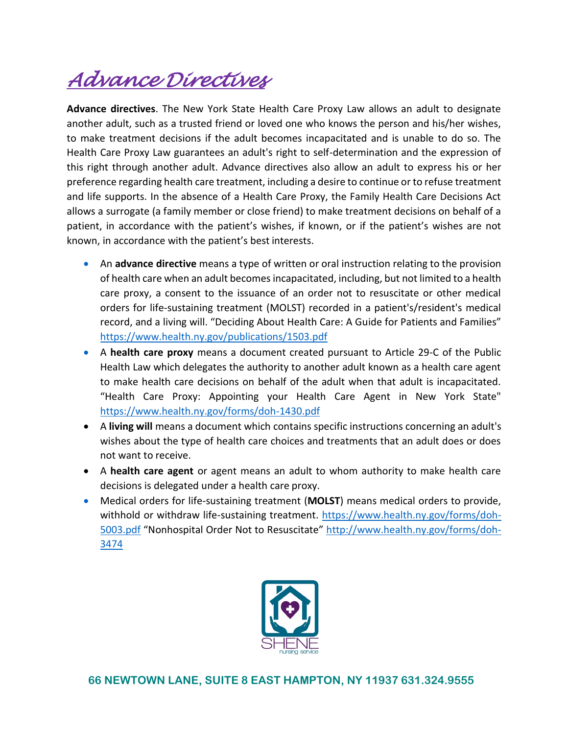# *Advance Directives*

**Advance directives**. The New York State Health Care Proxy Law allows an adult to designate another adult, such as a trusted friend or loved one who knows the person and his/her wishes, to make treatment decisions if the adult becomes incapacitated and is unable to do so. The Health Care Proxy Law guarantees an adult's right to self-determination and the expression of this right through another adult. Advance directives also allow an adult to express his or her preference regarding health care treatment, including a desire to continue or to refuse treatment and life supports. In the absence of a Health Care Proxy, the Family Health Care Decisions Act allows a surrogate (a family member or close friend) to make treatment decisions on behalf of a patient, in accordance with the patient's wishes, if known, or if the patient's wishes are not known, in accordance with the patient's best interests.

- An **advance directive** means a type of written or oral instruction relating to the provision of health care when an adult becomes incapacitated, including, but not limited to a health care proxy, a consent to the issuance of an order not to resuscitate or other medical orders for life-sustaining treatment (MOLST) recorded in a patient's/resident's medical record, and a living will. "Deciding About Health Care: A Guide for Patients and Families" https://www.health.ny.gov/publications/1503.pdf
- A **health care proxy** means a document created pursuant to Article 29-C of the Public Health Law which delegates the authority to another adult known as a health care agent to make health care decisions on behalf of the adult when that adult is incapacitated. "Health Care Proxy: Appointing your Health Care Agent in New York State" https://www.health.ny.gov/forms/doh-1430.pdf
- A **living will** means a document which contains specific instructions concerning an adult's wishes about the type of health care choices and treatments that an adult does or does not want to receive.
- A **health care agent** or agent means an adult to whom authority to make health care decisions is delegated under a health care proxy.
- Medical orders for life-sustaining treatment (**MOLST**) means medical orders to provide, withhold or withdraw life-sustaining treatment. https://www.health.ny.gov/forms/doh-5003.pdf "Nonhospital Order Not to Resuscitate" http://www.health.ny.gov/forms/doh-3474

SHENE nursing service

**66 NEWTOWN LANE, SUITE 8 EAST HAMPTON, NY 11937 631.324.9555**